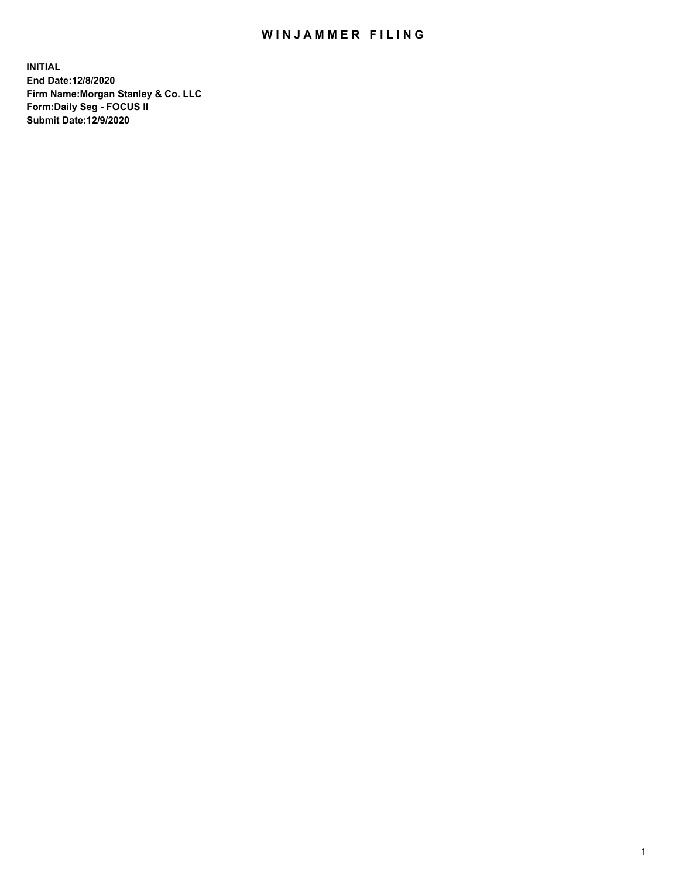# WINJAMMER FILING

**INITIAL**
**End Date:12/8/2020**
**Firm Name:Morgan Stanley & Co. LLC**
**Form:Daily Seg - FOCUS II**
**Submit Date:12/9/2020**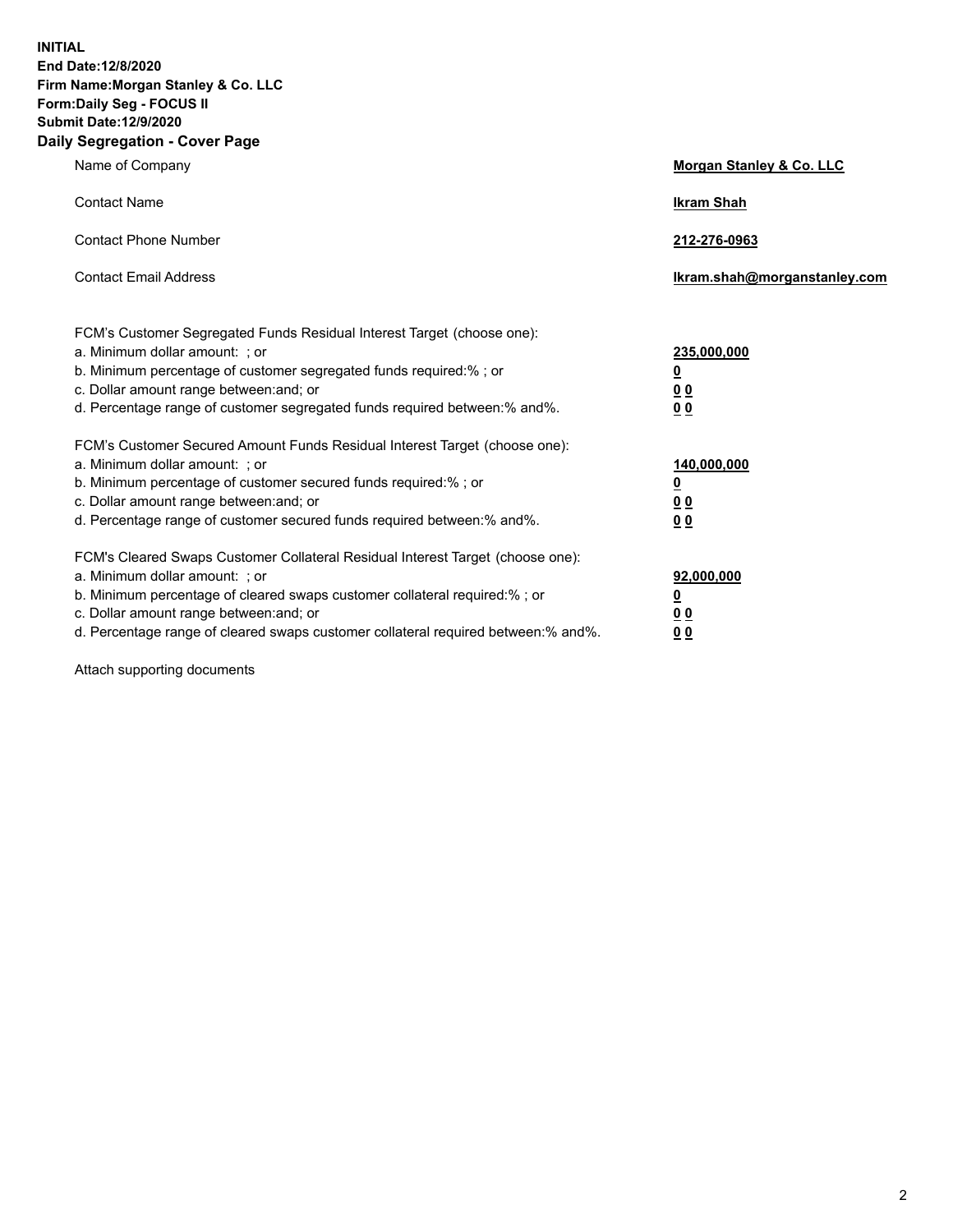**INITIAL**
**End Date:12/8/2020**
**Firm Name:Morgan Stanley & Co. LLC**
**Form:Daily Seg - FOCUS II**
**Submit Date:12/9/2020**

## Daily Segregation - Cover Page

| | |
|---|---|
| Name of Company | **Morgan Stanley & Co. LLC** |
| Contact Name | **Ikram Shah** |
| Contact Phone Number | **212-276-0963** |
| Contact Email Address | **Ikram.shah@morganstanley.com** |

| | |
|---|---|
| FCM's Customer Segregated Funds Residual Interest Target (choose one): | |
| a. Minimum dollar amount: ; or | **235,000,000** |
| b. Minimum percentage of customer segregated funds required:% ; or | **0** |
| c. Dollar amount range between:and; or | **0 0** |
| d. Percentage range of customer segregated funds required between:% and%. | **0 0** |
| FCM's Customer Secured Amount Funds Residual Interest Target (choose one): | |
| a. Minimum dollar amount: ; or | **140,000,000** |
| b. Minimum percentage of customer secured funds required:% ; or | **0** |
| c. Dollar amount range between:and; or | **0 0** |
| d. Percentage range of customer secured funds required between:% and%. | **0 0** |
| FCM's Cleared Swaps Customer Collateral Residual Interest Target (choose one): | |
| a. Minimum dollar amount: ; or | **92,000,000** |
| b. Minimum percentage of cleared swaps customer collateral required:% ; or | **0** |
| c. Dollar amount range between:and; or | **0 0** |
| d. Percentage range of cleared swaps customer collateral required between:% and%. | **0 0** |

Attach supporting documents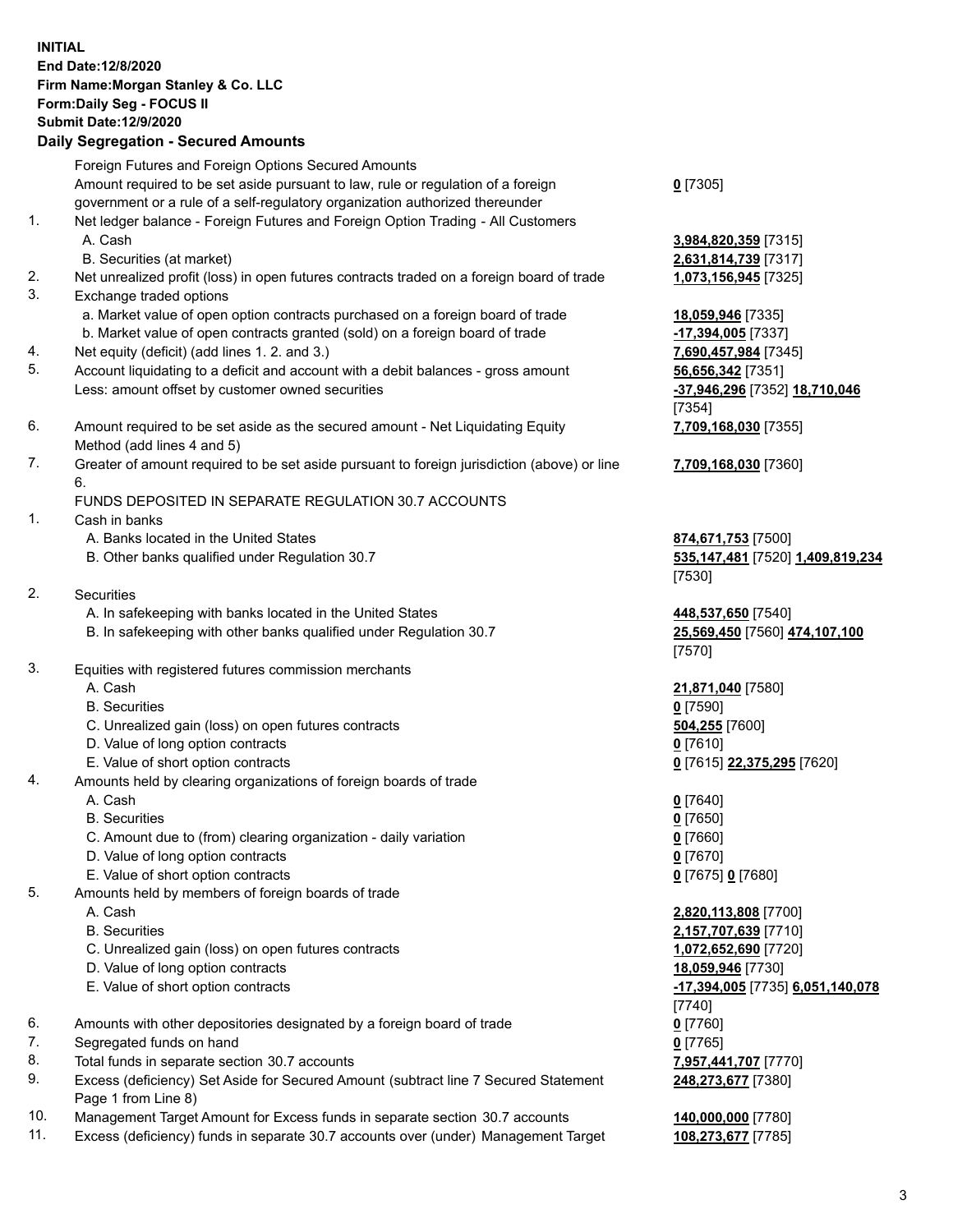**INITIAL**
**End Date:12/8/2020**
**Firm Name:Morgan Stanley & Co. LLC**
**Form:Daily Seg - FOCUS II**
**Submit Date:12/9/2020**

**Daily Segregation - Secured Amounts**

| | | |
|---|---|---|
| | Foreign Futures and Foreign Options Secured Amounts | |
| | Amount required to be set aside pursuant to law, rule or regulation of a foreign government or a rule of a self-regulatory organization authorized thereunder | **0** [7305] |
| 1. | Net ledger balance - Foreign Futures and Foreign Option Trading - All Customers | |
| | A. Cash | **3,984,820,359** [7315] |
| | B. Securities (at market) | **2,631,814,739** [7317] |
| 2. | Net unrealized profit (loss) in open futures contracts traded on a foreign board of trade | **1,073,156,945** [7325] |
| 3. | Exchange traded options | |
| | a. Market value of open option contracts purchased on a foreign board of trade | **18,059,946** [7335] |
| | b. Market value of open contracts granted (sold) on a foreign board of trade | **-17,394,005** [7337] |
| 4. | Net equity (deficit) (add lines 1. 2. and 3.) | **7,690,457,984** [7345] |
| 5. | Account liquidating to a deficit and account with a debit balances - gross amount | **56,656,342** [7351] |
| | Less: amount offset by customer owned securities | **-37,946,296** [7352] **18,710,046** [7354] |
| 6. | Amount required to be set aside as the secured amount - Net Liquidating Equity Method (add lines 4 and 5) | **7,709,168,030** [7355] |
| 7. | Greater of amount required to be set aside pursuant to foreign jurisdiction (above) or line 6. | **7,709,168,030** [7360] |
| | FUNDS DEPOSITED IN SEPARATE REGULATION 30.7 ACCOUNTS | |
| 1. | Cash in banks | |
| | A. Banks located in the United States | **874,671,753** [7500] |
| | B. Other banks qualified under Regulation 30.7 | **535,147,481** [7520] **1,409,819,234** [7530] |
| 2. | Securities | |
| | A. In safekeeping with banks located in the United States | **448,537,650** [7540] |
| | B. In safekeeping with other banks qualified under Regulation 30.7 | **25,569,450** [7560] **474,107,100** [7570] |
| 3. | Equities with registered futures commission merchants | |
| | A. Cash | **21,871,040** [7580] |
| | B. Securities | **0** [7590] |
| | C. Unrealized gain (loss) on open futures contracts | **504,255** [7600] |
| | D. Value of long option contracts | **0** [7610] |
| | E. Value of short option contracts | **0** [7615] **22,375,295** [7620] |
| 4. | Amounts held by clearing organizations of foreign boards of trade | |
| | A. Cash | **0** [7640] |
| | B. Securities | **0** [7650] |
| | C. Amount due to (from) clearing organization - daily variation | **0** [7660] |
| | D. Value of long option contracts | **0** [7670] |
| | E. Value of short option contracts | **0** [7675] **0** [7680] |
| 5. | Amounts held by members of foreign boards of trade | |
| | A. Cash | **2,820,113,808** [7700] |
| | B. Securities | **2,157,707,639** [7710] |
| | C. Unrealized gain (loss) on open futures contracts | **1,072,652,690** [7720] |
| | D. Value of long option contracts | **18,059,946** [7730] |
| | E. Value of short option contracts | **-17,394,005** [7735] **6,051,140,078** [7740] |
| 6. | Amounts with other depositories designated by a foreign board of trade | **0** [7760] |
| 7. | Segregated funds on hand | **0** [7765] |
| 8. | Total funds in separate section 30.7 accounts | **7,957,441,707** [7770] |
| 9. | Excess (deficiency) Set Aside for Secured Amount (subtract line 7 Secured Statement Page 1 from Line 8) | **248,273,677** [7380] |
| 10. | Management Target Amount for Excess funds in separate section 30.7 accounts | **140,000,000** [7780] |
| 11. | Excess (deficiency) funds in separate 30.7 accounts over (under) Management Target | **108,273,677** [7785] |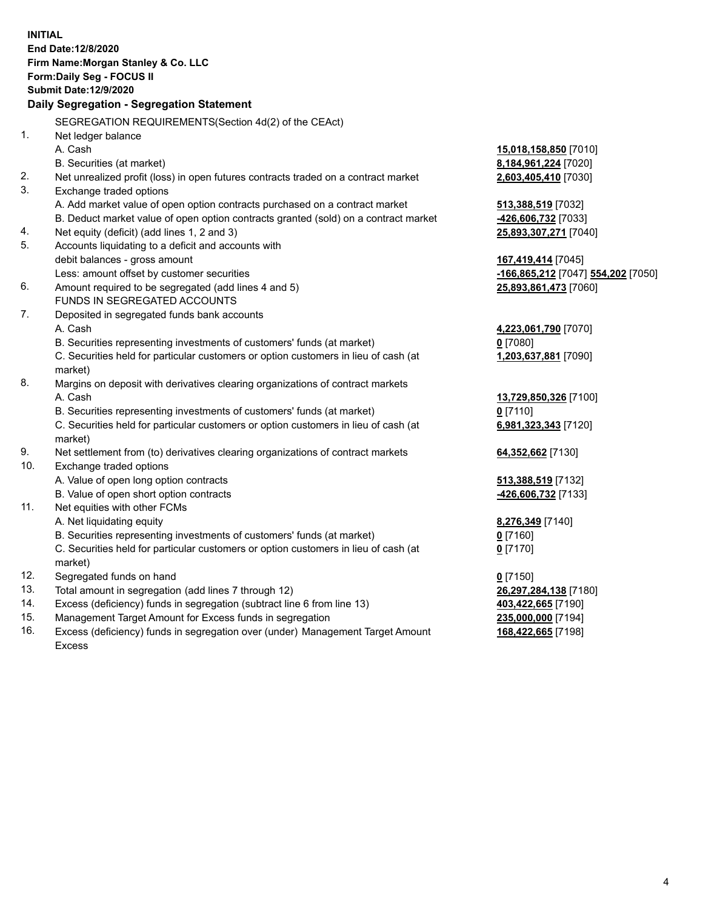**INITIAL**
**End Date:12/8/2020**
**Firm Name:Morgan Stanley & Co. LLC**
**Form:Daily Seg - FOCUS II**
**Submit Date:12/9/2020**

### Daily Segregation - Segregation Statement

| | | |
|---|---|---|
| | SEGREGATION REQUIREMENTS(Section 4d(2) of the CEAct) | |
| 1. | Net ledger balance | |
| | A. Cash | **15,018,158,850** [7010] |
| | B. Securities (at market) | **8,184,961,224** [7020] |
| 2. | Net unrealized profit (loss) in open futures contracts traded on a contract market | **2,603,405,410** [7030] |
| 3. | Exchange traded options | |
| | A. Add market value of open option contracts purchased on a contract market | **513,388,519** [7032] |
| | B. Deduct market value of open option contracts granted (sold) on a contract market | **-426,606,732** [7033] |
| 4. | Net equity (deficit) (add lines 1, 2 and 3) | **25,893,307,271** [7040] |
| 5. | Accounts liquidating to a deficit and accounts with | |
| | debit balances - gross amount | **167,419,414** [7045] |
| | Less: amount offset by customer securities | **-166,865,212** [7047] **554,202** [7050] |
| 6. | Amount required to be segregated (add lines 4 and 5) | **25,893,861,473** [7060] |
| | FUNDS IN SEGREGATED ACCOUNTS | |
| 7. | Deposited in segregated funds bank accounts | |
| | A. Cash | **4,223,061,790** [7070] |
| | B. Securities representing investments of customers' funds (at market) | **0** [7080] |
| | C. Securities held for particular customers or option customers in lieu of cash (at market) | **1,203,637,881** [7090] |
| 8. | Margins on deposit with derivatives clearing organizations of contract markets | |
| | A. Cash | **13,729,850,326** [7100] |
| | B. Securities representing investments of customers' funds (at market) | **0** [7110] |
| | C. Securities held for particular customers or option customers in lieu of cash (at market) | **6,981,323,343** [7120] |
| 9. | Net settlement from (to) derivatives clearing organizations of contract markets | **64,352,662** [7130] |
| 10. | Exchange traded options | |
| | A. Value of open long option contracts | **513,388,519** [7132] |
| | B. Value of open short option contracts | **-426,606,732** [7133] |
| 11. | Net equities with other FCMs | |
| | A. Net liquidating equity | **8,276,349** [7140] |
| | B. Securities representing investments of customers' funds (at market) | **0** [7160] |
| | C. Securities held for particular customers or option customers in lieu of cash (at market) | **0** [7170] |
| 12. | Segregated funds on hand | **0** [7150] |
| 13. | Total amount in segregation (add lines 7 through 12) | **26,297,284,138** [7180] |
| 14. | Excess (deficiency) funds in segregation (subtract line 6 from line 13) | **403,422,665** [7190] |
| 15. | Management Target Amount for Excess funds in segregation | **235,000,000** [7194] |
| 16. | Excess (deficiency) funds in segregation over (under) Management Target Amount Excess | **168,422,665** [7198] |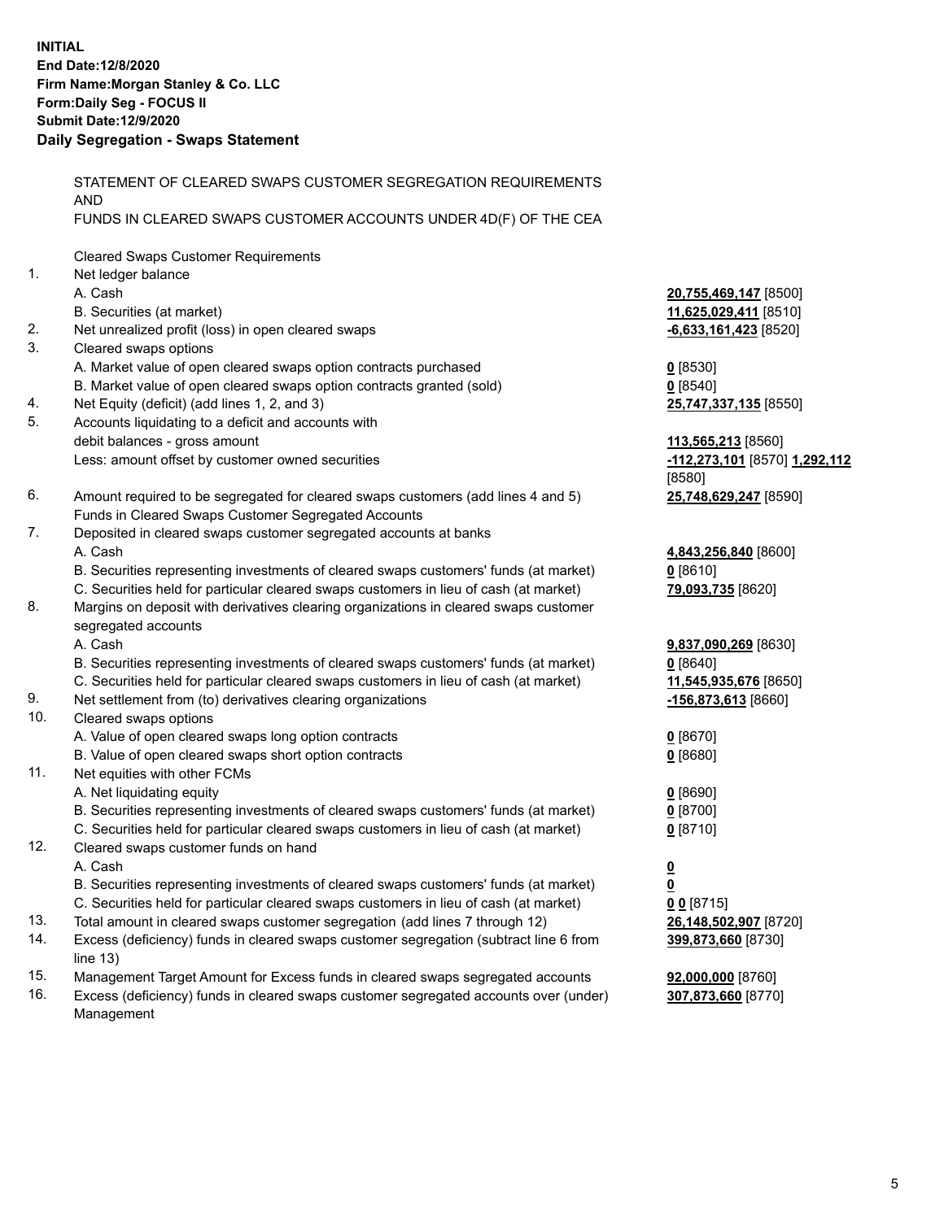**INITIAL**
**End Date:12/8/2020**
**Firm Name:Morgan Stanley & Co. LLC**
**Form:Daily Seg - FOCUS II**
**Submit Date:12/9/2020**
**Daily Segregation - Swaps Statement**

STATEMENT OF CLEARED SWAPS CUSTOMER SEGREGATION REQUIREMENTS AND FUNDS IN CLEARED SWAPS CUSTOMER ACCOUNTS UNDER 4D(F) OF THE CEA

| | | |
|---|---|---|
| | Cleared Swaps Customer Requirements | |
| 1. | Net ledger balance | |
| | A. Cash | **20,755,469,147** [8500] |
| | B. Securities (at market) | **11,625,029,411** [8510] |
| 2. | Net unrealized profit (loss) in open cleared swaps | **-6,633,161,423** [8520] |
| 3. | Cleared swaps options | |
| | A. Market value of open cleared swaps option contracts purchased | **0** [8530] |
| | B. Market value of open cleared swaps option contracts granted (sold) | **0** [8540] |
| 4. | Net Equity (deficit) (add lines 1, 2, and 3) | **25,747,337,135** [8550] |
| 5. | Accounts liquidating to a deficit and accounts with debit balances - gross amount | **113,565,213** [8560] |
| | Less: amount offset by customer owned securities | **-112,273,101** [8570] **1,292,112** [8580] |
| 6. | Amount required to be segregated for cleared swaps customers (add lines 4 and 5) | **25,748,629,247** [8590] |
| | Funds in Cleared Swaps Customer Segregated Accounts | |
| 7. | Deposited in cleared swaps customer segregated accounts at banks | |
| | A. Cash | **4,843,256,840** [8600] |
| | B. Securities representing investments of cleared swaps customers' funds (at market) | **0** [8610] |
| | C. Securities held for particular cleared swaps customers in lieu of cash (at market) | **79,093,735** [8620] |
| 8. | Margins on deposit with derivatives clearing organizations in cleared swaps customer segregated accounts | |
| | A. Cash | **9,837,090,269** [8630] |
| | B. Securities representing investments of cleared swaps customers' funds (at market) | **0** [8640] |
| | C. Securities held for particular cleared swaps customers in lieu of cash (at market) | **11,545,935,676** [8650] |
| 9. | Net settlement from (to) derivatives clearing organizations | **-156,873,613** [8660] |
| 10. | Cleared swaps options | |
| | A. Value of open cleared swaps long option contracts | **0** [8670] |
| | B. Value of open cleared swaps short option contracts | **0** [8680] |
| 11. | Net equities with other FCMs | |
| | A. Net liquidating equity | **0** [8690] |
| | B. Securities representing investments of cleared swaps customers' funds (at market) | **0** [8700] |
| | C. Securities held for particular cleared swaps customers in lieu of cash (at market) | **0** [8710] |
| 12. | Cleared swaps customer funds on hand | |
| | A. Cash | **0** |
| | B. Securities representing investments of cleared swaps customers' funds (at market) | **0** |
| | C. Securities held for particular cleared swaps customers in lieu of cash (at market) | **0** **0** [8715] |
| 13. | Total amount in cleared swaps customer segregation (add lines 7 through 12) | **26,148,502,907** [8720] |
| 14. | Excess (deficiency) funds in cleared swaps customer segregation (subtract line 6 from line 13) | **399,873,660** [8730] |
| 15. | Management Target Amount for Excess funds in cleared swaps segregated accounts | **92,000,000** [8760] |
| 16. | Excess (deficiency) funds in cleared swaps customer segregated accounts over (under) Management | **307,873,660** [8770] |